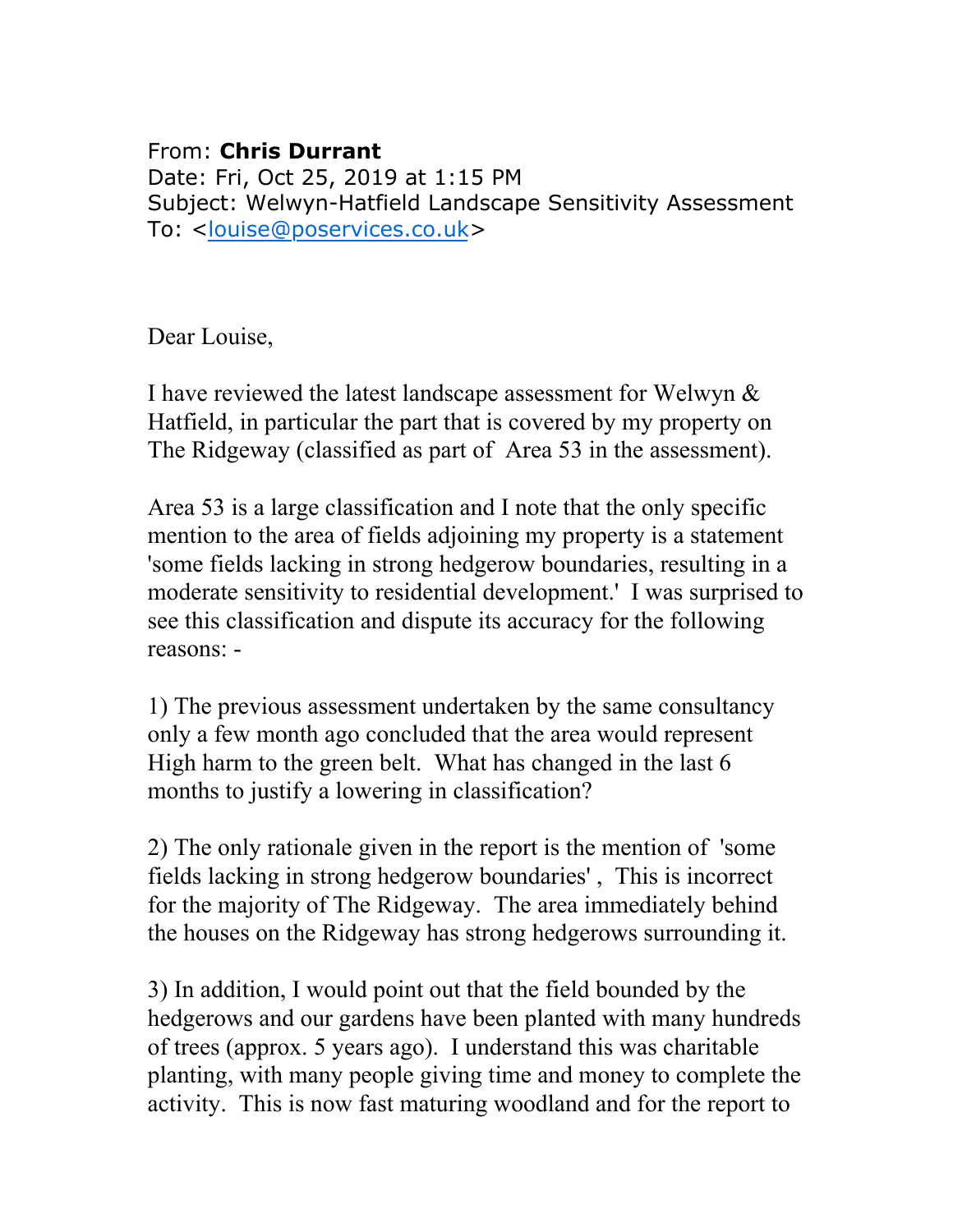From: **Chris Durrant**
Date: Fri, Oct 25, 2019 at 1:15 PM
Subject: Welwyn-Hatfield Landscape Sensitivity Assessment
To: <louise@poservices.co.uk>

Dear Louise,

I have reviewed the latest landscape assessment for Welwyn & Hatfield, in particular the part that is covered by my property on The Ridgeway (classified as part of Area 53 in the assessment).

Area 53 is a large classification and I note that the only specific mention to the area of fields adjoining my property is a statement 'some fields lacking in strong hedgerow boundaries, resulting in a moderate sensitivity to residential development.' I was surprised to see this classification and dispute its accuracy for the following reasons: -

1) The previous assessment undertaken by the same consultancy only a few month ago concluded that the area would represent High harm to the green belt. What has changed in the last 6 months to justify a lowering in classification?

2) The only rationale given in the report is the mention of 'some fields lacking in strong hedgerow boundaries' , This is incorrect for the majority of The Ridgeway. The area immediately behind the houses on the Ridgeway has strong hedgerows surrounding it.

3) In addition, I would point out that the field bounded by the hedgerows and our gardens have been planted with many hundreds of trees (approx. 5 years ago). I understand this was charitable planting, with many people giving time and money to complete the activity. This is now fast maturing woodland and for the report to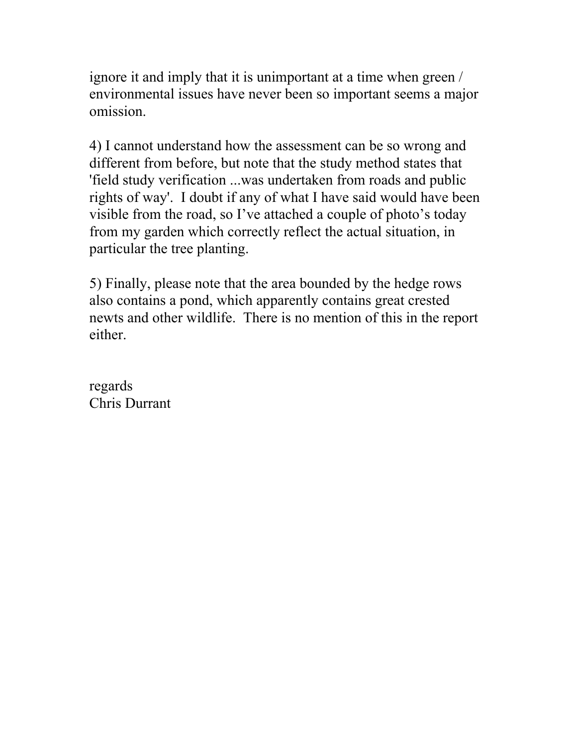ignore it and imply that it is unimportant at a time when green / environmental issues have never been so important seems a major omission.

4) I cannot understand how the assessment can be so wrong and different from before, but note that the study method states that 'field study verification ...was undertaken from roads and public rights of way'. I doubt if any of what I have said would have been visible from the road, so I've attached a couple of photo's today from my garden which correctly reflect the actual situation, in particular the tree planting.

5) Finally, please note that the area bounded by the hedge rows also contains a pond, which apparently contains great crested newts and other wildlife. There is no mention of this in the report either.

regards
Chris Durrant